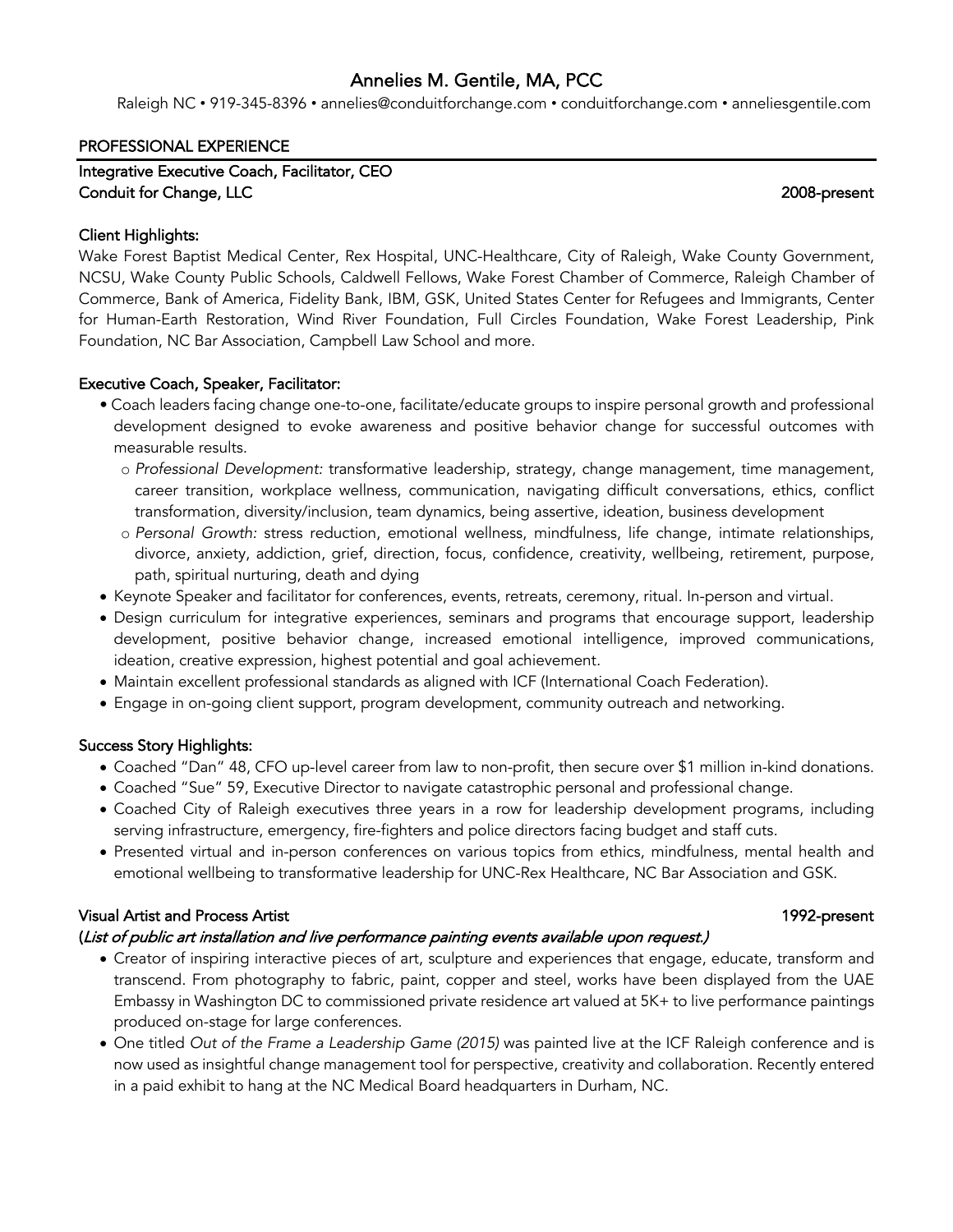# Annelies M. Gentile, MA, PCC

Raleigh NC • 919-345-8396 • annelies@conduitforchange.com • conduitforchange.com • anneliesgentile.com

## PROFESSIONAL EXPERIENCE

**Integrative Executive Coach, Facilitator, CEO**
**Conduit for Change, LLC** 2008-present

### Client Highlights:

Wake Forest Baptist Medical Center, Rex Hospital, UNC-Healthcare, City of Raleigh, Wake County Government, NCSU, Wake County Public Schools, Caldwell Fellows, Wake Forest Chamber of Commerce, Raleigh Chamber of Commerce, Bank of America, Fidelity Bank, IBM, GSK, United States Center for Refugees and Immigrants, Center for Human-Earth Restoration, Wind River Foundation, Full Circles Foundation, Wake Forest Leadership, Pink Foundation, NC Bar Association, Campbell Law School and more.

### Executive Coach, Speaker, Facilitator:

- Coach leaders facing change one-to-one, facilitate/educate groups to inspire personal growth and professional development designed to evoke awareness and positive behavior change for successful outcomes with measurable results.
  - *Professional Development:* transformative leadership, strategy, change management, time management, career transition, workplace wellness, communication, navigating difficult conversations, ethics, conflict transformation, diversity/inclusion, team dynamics, being assertive, ideation, business development
  - *Personal Growth:* stress reduction, emotional wellness, mindfulness, life change, intimate relationships, divorce, anxiety, addiction, grief, direction, focus, confidence, creativity, wellbeing, retirement, purpose, path, spiritual nurturing, death and dying
- Keynote Speaker and facilitator for conferences, events, retreats, ceremony, ritual. In-person and virtual.
- Design curriculum for integrative experiences, seminars and programs that encourage support, leadership development, positive behavior change, increased emotional intelligence, improved communications, ideation, creative expression, highest potential and goal achievement.
- Maintain excellent professional standards as aligned with ICF (International Coach Federation).
- Engage in on-going client support, program development, community outreach and networking.

### Success Story Highlights:

- Coached "Dan" 48, CFO up-level career from law to non-profit, then secure over $1 million in-kind donations.
- Coached "Sue" 59, Executive Director to navigate catastrophic personal and professional change.
- Coached City of Raleigh executives three years in a row for leadership development programs, including serving infrastructure, emergency, fire-fighters and police directors facing budget and staff cuts.
- Presented virtual and in-person conferences on various topics from ethics, mindfulness, mental health and emotional wellbeing to transformative leadership for UNC-Rex Healthcare, NC Bar Association and GSK.

**Visual Artist and Process Artist** 1992-present

(*List of public art installation and live performance painting events available upon request.)*

- Creator of inspiring interactive pieces of art, sculpture and experiences that engage, educate, transform and transcend. From photography to fabric, paint, copper and steel, works have been displayed from the UAE Embassy in Washington DC to commissioned private residence art valued at 5K+ to live performance paintings produced on-stage for large conferences.
- One titled *Out of the Frame a Leadership Game (2015)* was painted live at the ICF Raleigh conference and is now used as insightful change management tool for perspective, creativity and collaboration. Recently entered in a paid exhibit to hang at the NC Medical Board headquarters in Durham, NC.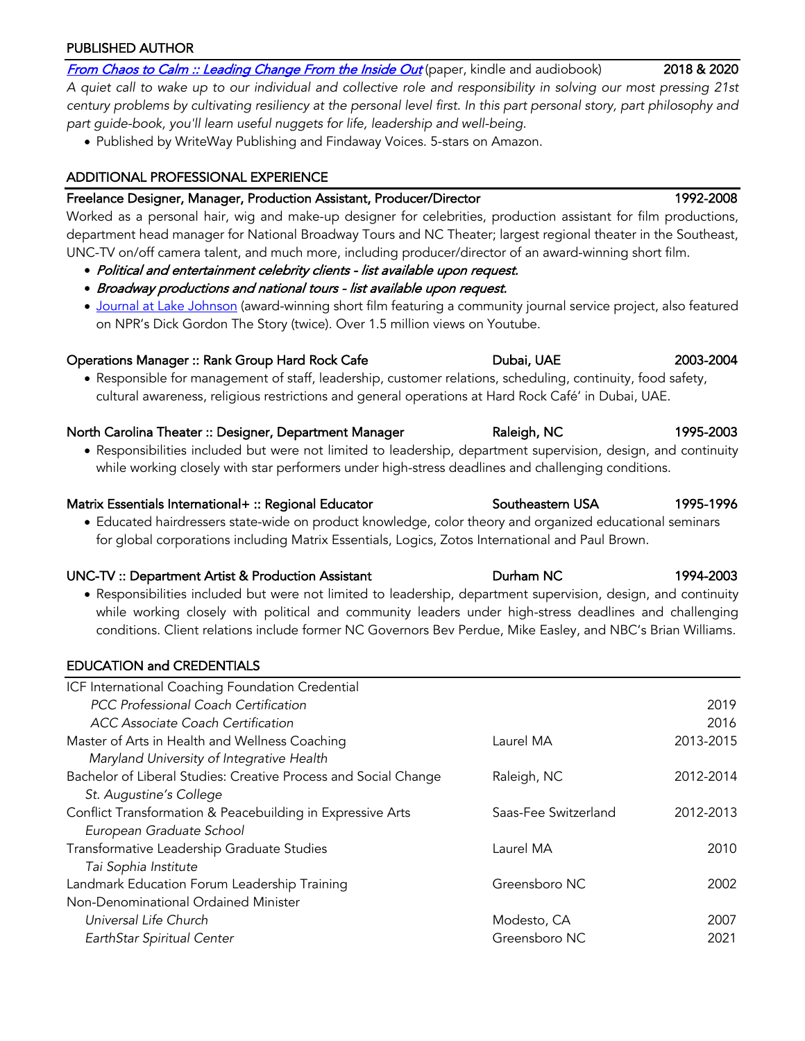## PUBLISHED AUTHOR

[*From Chaos to Calm :: Leading Change From the Inside Out*](#) (paper, kindle and audiobook) **2018 & 2020**

*A quiet call to wake up to our individual and collective role and responsibility in solving our most pressing 21st century problems by cultivating resiliency at the personal level first. In this part personal story, part philosophy and part guide-book, you'll learn useful nuggets for life, leadership and well-being.*

- Published by WriteWay Publishing and Findaway Voices. 5-stars on Amazon.

## ADDITIONAL PROFESSIONAL EXPERIENCE

**Freelance Designer, Manager, Production Assistant, Producer/Director** **1992-2008**

Worked as a personal hair, wig and make-up designer for celebrities, production assistant for film productions, department head manager for National Broadway Tours and NC Theater; largest regional theater in the Southeast, UNC-TV on/off camera talent, and much more, including producer/director of an award-winning short film.

- ***Political and entertainment celebrity clients - list available upon request.***
- ***Broadway productions and national tours - list available upon request.***
- [Journal at Lake Johnson](#) (award-winning short film featuring a community journal service project, also featured on NPR's Dick Gordon The Story (twice). Over 1.5 million views on Youtube.

**Operations Manager :: Rank Group Hard Rock Cafe** **Dubai, UAE** **2003-2004**

- Responsible for management of staff, leadership, customer relations, scheduling, continuity, food safety, cultural awareness, religious restrictions and general operations at Hard Rock Café' in Dubai, UAE.

**North Carolina Theater :: Designer, Department Manager** **Raleigh, NC** **1995-2003**

- Responsibilities included but were not limited to leadership, department supervision, design, and continuity while working closely with star performers under high-stress deadlines and challenging conditions.

**Matrix Essentials International+ :: Regional Educator** **Southeastern USA** **1995-1996**

- Educated hairdressers state-wide on product knowledge, color theory and organized educational seminars for global corporations including Matrix Essentials, Logics, Zotos International and Paul Brown.

**UNC-TV :: Department Artist & Production Assistant** **Durham NC** **1994-2003**

- Responsibilities included but were not limited to leadership, department supervision, design, and continuity while working closely with political and community leaders under high-stress deadlines and challenging conditions. Client relations include former NC Governors Bev Perdue, Mike Easley, and NBC's Brian Williams.

## EDUCATION and CREDENTIALS

| | | |
|---|---|---|
| ICF International Coaching Foundation Credential | | |
| *PCC Professional Coach Certification* | | 2019 |
| *ACC Associate Coach Certification* | | 2016 |
| Master of Arts in Health and Wellness Coaching | Laurel MA | 2013-2015 |
| *Maryland University of Integrative Health* | | |
| Bachelor of Liberal Studies: Creative Process and Social Change | Raleigh, NC | 2012-2014 |
| *St. Augustine's College* | | |
| Conflict Transformation & Peacebuilding in Expressive Arts | Saas-Fee Switzerland | 2012-2013 |
| *European Graduate School* | | |
| Transformative Leadership Graduate Studies | Laurel MA | 2010 |
| *Tai Sophia Institute* | | |
| Landmark Education Forum Leadership Training | Greensboro NC | 2002 |
| Non-Denominational Ordained Minister | | |
| *Universal Life Church* | Modesto, CA | 2007 |
| *EarthStar Spiritual Center* | Greensboro NC | 2021 |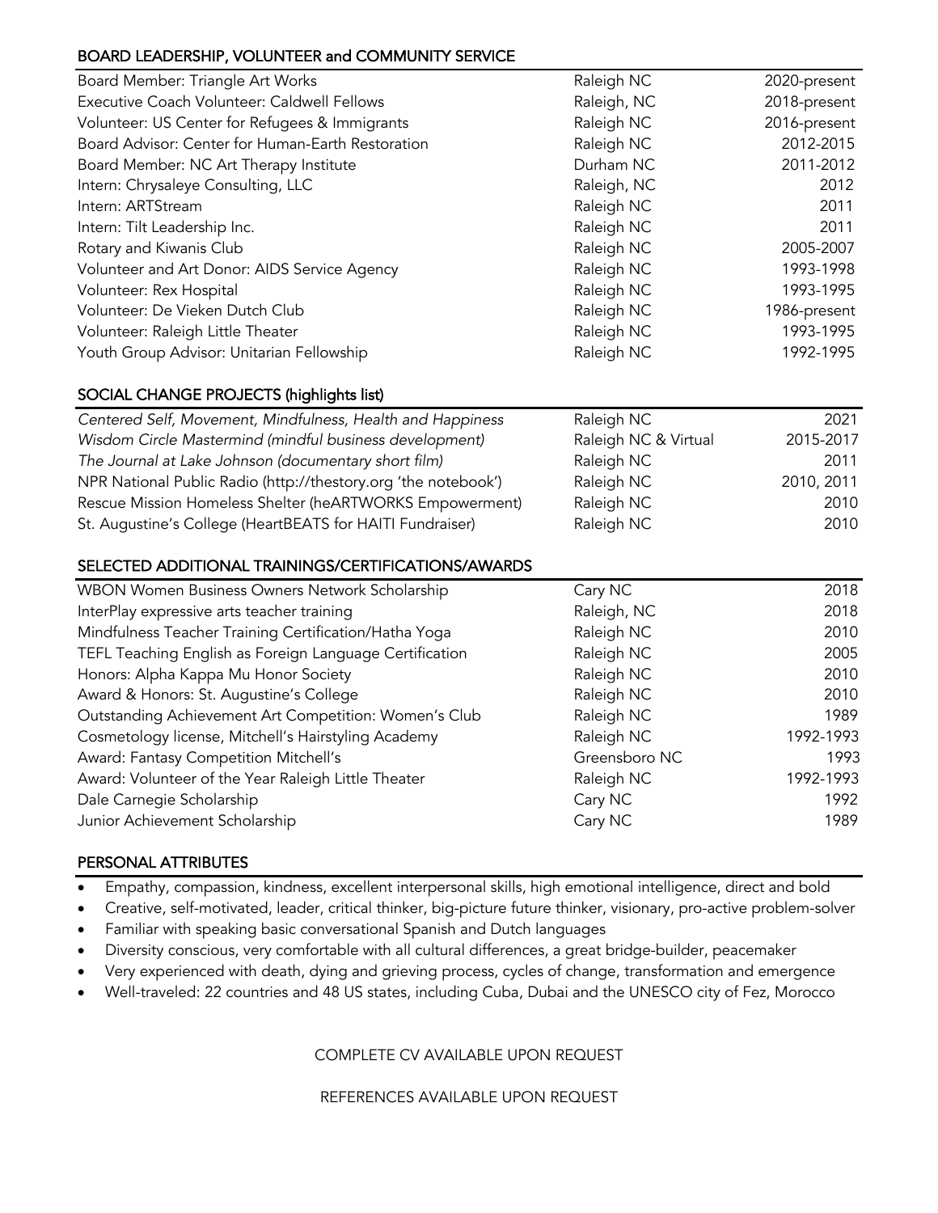## BOARD LEADERSHIP, VOLUNTEER and COMMUNITY SERVICE

| | | |
|---|---|---|
| Board Member: Triangle Art Works | Raleigh NC | 2020-present |
| Executive Coach Volunteer: Caldwell Fellows | Raleigh, NC | 2018-present |
| Volunteer: US Center for Refugees & Immigrants | Raleigh NC | 2016-present |
| Board Advisor: Center for Human-Earth Restoration | Raleigh NC | 2012-2015 |
| Board Member: NC Art Therapy Institute | Durham NC | 2011-2012 |
| Intern: Chrysaleye Consulting, LLC | Raleigh, NC | 2012 |
| Intern: ARTStream | Raleigh NC | 2011 |
| Intern: Tilt Leadership Inc. | Raleigh NC | 2011 |
| Rotary and Kiwanis Club | Raleigh NC | 2005-2007 |
| Volunteer and Art Donor: AIDS Service Agency | Raleigh NC | 1993-1998 |
| Volunteer: Rex Hospital | Raleigh NC | 1993-1995 |
| Volunteer: De Vieken Dutch Club | Raleigh NC | 1986-present |
| Volunteer: Raleigh Little Theater | Raleigh NC | 1993-1995 |
| Youth Group Advisor: Unitarian Fellowship | Raleigh NC | 1992-1995 |

## SOCIAL CHANGE PROJECTS (highlights list)

| | | |
|---|---|---|
| *Centered Self, Movement, Mindfulness, Health and Happiness* | Raleigh NC | 2021 |
| *Wisdom Circle Mastermind (mindful business development)* | Raleigh NC & Virtual | 2015-2017 |
| *The Journal at Lake Johnson (documentary short film)* | Raleigh NC | 2011 |
| NPR National Public Radio (http://thestory.org 'the notebook') | Raleigh NC | 2010, 2011 |
| Rescue Mission Homeless Shelter (heARTWORKS Empowerment) | Raleigh NC | 2010 |
| St. Augustine's College (HeartBEATS for HAITI Fundraiser) | Raleigh NC | 2010 |

## SELECTED ADDITIONAL TRAININGS/CERTIFICATIONS/AWARDS

| | | |
|---|---|---|
| WBON Women Business Owners Network Scholarship | Cary NC | 2018 |
| InterPlay expressive arts teacher training | Raleigh, NC | 2018 |
| Mindfulness Teacher Training Certification/Hatha Yoga | Raleigh NC | 2010 |
| TEFL Teaching English as Foreign Language Certification | Raleigh NC | 2005 |
| Honors: Alpha Kappa Mu Honor Society | Raleigh NC | 2010 |
| Award & Honors: St. Augustine's College | Raleigh NC | 2010 |
| Outstanding Achievement Art Competition: Women's Club | Raleigh NC | 1989 |
| Cosmetology license, Mitchell's Hairstyling Academy | Raleigh NC | 1992-1993 |
| Award: Fantasy Competition Mitchell's | Greensboro NC | 1993 |
| Award: Volunteer of the Year Raleigh Little Theater | Raleigh NC | 1992-1993 |
| Dale Carnegie Scholarship | Cary NC | 1992 |
| Junior Achievement Scholarship | Cary NC | 1989 |

## PERSONAL ATTRIBUTES

- Empathy, compassion, kindness, excellent interpersonal skills, high emotional intelligence, direct and bold
- Creative, self-motivated, leader, critical thinker, big-picture future thinker, visionary, pro-active problem-solver
- Familiar with speaking basic conversational Spanish and Dutch languages
- Diversity conscious, very comfortable with all cultural differences, a great bridge-builder, peacemaker
- Very experienced with death, dying and grieving process, cycles of change, transformation and emergence
- Well-traveled: 22 countries and 48 US states, including Cuba, Dubai and the UNESCO city of Fez, Morocco

COMPLETE CV AVAILABLE UPON REQUEST

REFERENCES AVAILABLE UPON REQUEST